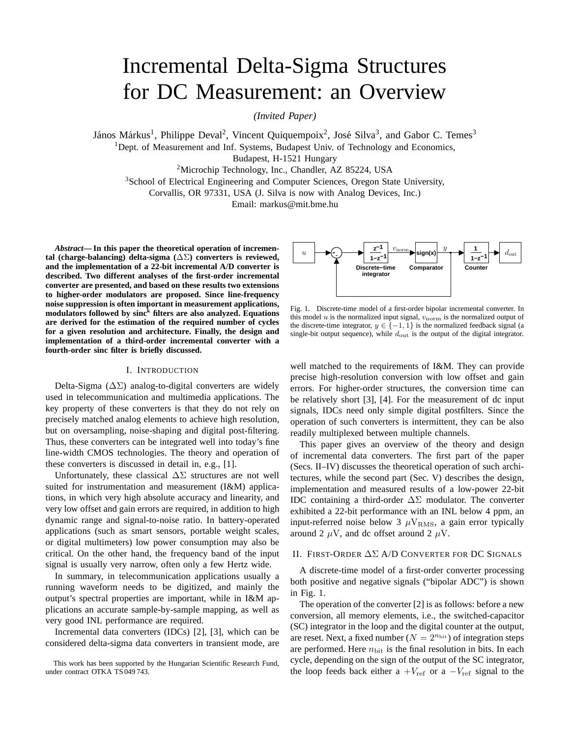# Incremental Delta-Sigma Structures for DC Measurement: an Overview

*(Invited Paper)*

János Márkus[1], Philippe Deval[2], Vincent Quiquempoix[2], José Silva[3], and Gabor C. Temes[3]

[1]Dept. of Measurement and Inf. Systems, Budapest Univ. of Technology and Economics, Budapest, H-1521 Hungary

[2]Microchip Technology, Inc., Chandler, AZ 85224, USA

[3]School of Electrical Engineering and Computer Sciences, Oregon State University, Corvallis, OR 97331, USA (J. Silva is now with Analog Devices, Inc.)

Email: markus@mit.bme.hu

***Abstract*— In this paper the theoretical operation of incremental (charge-balancing) delta-sigma ($\Delta\Sigma$) converters is reviewed, and the implementation of a 22-bit incremental A/D converter is described. Two different analyses of the first-order incremental converter are presented, and based on these results two extensions to higher-order modulators are proposed. Since line-frequency noise suppression is often important in measurement applications, modulators followed by sinc$^k$ filters are also analyzed. Equations are derived for the estimation of the required number of cycles for a given resolution and architecture. Finally, the design and implementation of a third-order incremental converter with a fourth-order sinc filter is briefly discussed.**

## I. Introduction

Delta-Sigma ($\Delta\Sigma$) analog-to-digital converters are widely used in telecommunication and multimedia applications. The key property of these converters is that they do not rely on precisely matched analog elements to achieve high resolution, but on oversampling, noise-shaping and digital post-filtering. Thus, these converters can be integrated well into today's fine line-width CMOS technologies. The theory and operation of these converters is discussed in detail in, e.g., [1].

Unfortunately, these classical $\Delta\Sigma$ structures are not well suited for instrumentation and measurement (I&M) applications, in which very high absolute accuracy and linearity, and very low offset and gain errors are required, in addition to high dynamic range and signal-to-noise ratio. In battery-operated applications (such as smart sensors, portable weight scales, or digital multimeters) low power consumption may also be critical. On the other hand, the frequency band of the input signal is usually very narrow, often only a few Hertz wide.

In summary, in telecommunication applications usually a running waveform needs to be digitized, and mainly the output's spectral properties are important, while in I&M applications an accurate sample-by-sample mapping, as well as very good INL performance are required.

Incremental data converters (IDCs) [2], [3], which can be considered delta-sigma data converters in transient mode, are well matched to the requirements of I&M. They can provide precise high-resolution conversion with low offset and gain errors. For higher-order structures, the conversion time can be relatively short [3], [4]. For the measurement of dc input signals, IDCs need only simple digital postfilters. Since the operation of such converters is intermittent, they can be also readily multiplexed between multiple channels.

This paper gives an overview of the theory and design of incremental data converters. The first part of the paper (Secs. II–IV) discusses the theoretical operation of such architectures, while the second part (Sec. V) describes the design, implementation and measured results of a low-power 22-bit IDC containing a third-order $\Delta\Sigma$ modulator. The converter exhibited a 22-bit performance with an INL below 4 ppm, an input-referred noise below 3 $\mu V_{\rm RMS}$, a gain error typically around 2 $\mu$V, and dc offset around 2 $\mu$V.

u
$\frac{z^{-1}}{1-z^{-1}}$
Discrete−time integrator
$v_{\rm norm}$
sign(x)
Comparator
y
$\frac{1}{1-z^{-1}}$
Counter
$d_{\rm out}$

Fig. 1. Discrete-time model of a first-order bipolar incremental converter. In this model $u$ is the normalized input signal, $v_{\rm norm}$ is the normalized output of the discrete-time integrator, $y \in \{-1, 1\}$ is the normalized feedback signal (a single-bit output sequence), while $d_{\rm out}$ is the output of the digital integrator.

## II. First-Order $\Delta\Sigma$ A/D Converter for DC Signals

A discrete-time model of a first-order converter processing both positive and negative signals ("bipolar ADC") is shown in Fig. 1.

The operation of the converter [2] is as follows: before a new conversion, all memory elements, i.e., the switched-capacitor (SC) integrator in the loop and the digital counter at the output, are reset. Next, a fixed number ($N = 2^{n_{\rm bit}}$) of integration steps are performed. Here $n_{\rm bit}$ is the final resolution in bits. In each cycle, depending on the sign of the output of the SC integrator, the loop feeds back either a $+V_{\rm ref}$ or a $-V_{\rm ref}$ signal to the

This work has been supported by the Hungarian Scientific Research Fund, under contract OTKA TS 049 743.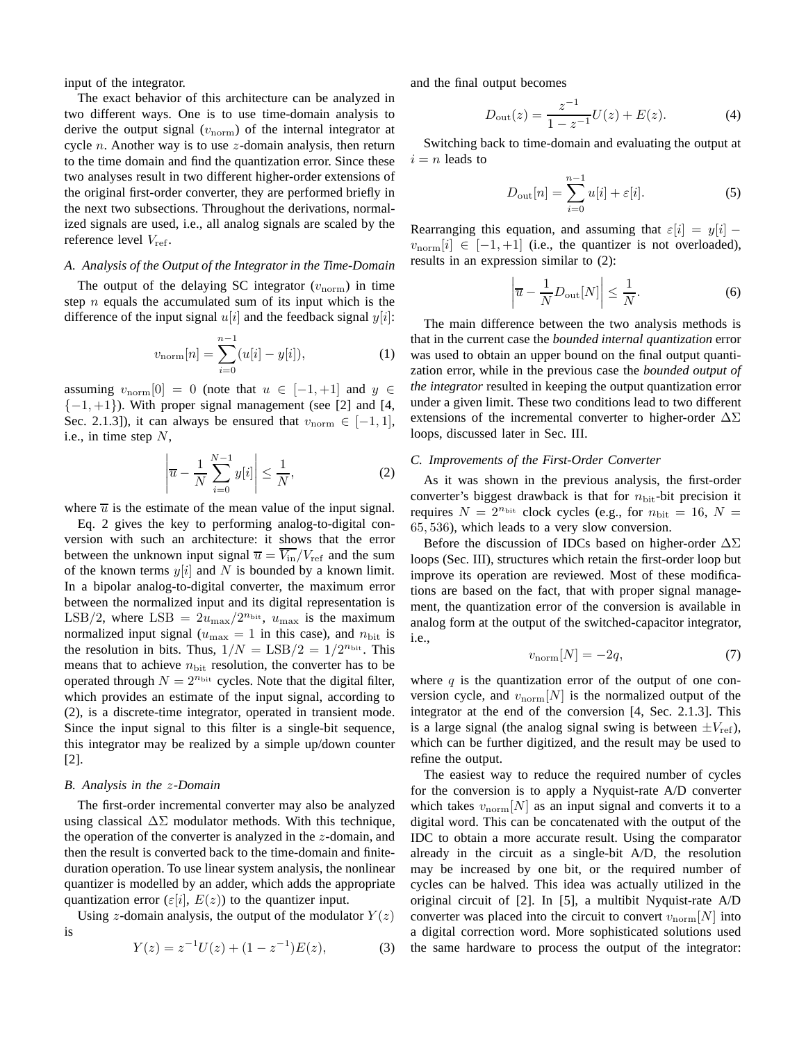input of the integrator.

The exact behavior of this architecture can be analyzed in two different ways. One is to use time-domain analysis to derive the output signal ($v_{\rm norm}$) of the internal integrator at cycle $n$. Another way is to use $z$-domain analysis, then return to the time domain and find the quantization error. Since these two analyses result in two different higher-order extensions of the original first-order converter, they are performed briefly in the next two subsections. Throughout the derivations, normalized signals are used, i.e., all analog signals are scaled by the reference level $V_{\rm ref}$.

### A. Analysis of the Output of the Integrator in the Time-Domain

The output of the delaying SC integrator ($v_{\rm norm}$) in time step $n$ equals the accumulated sum of its input which is the difference of the input signal $u[i]$ and the feedback signal $y[i]$:

$$v_{\rm norm}[n] = \sum_{i=0}^{n-1}(u[i] - y[i]), \tag{1}$$

assuming $v_{\rm norm}[0] = 0$ (note that $u \in [-1,+1]$ and $y \in \{-1,+1\}$). With proper signal management (see [2] and [4, Sec. 2.1.3]), it can always be ensured that $v_{\rm norm} \in [-1,1]$, i.e., in time step $N$,

$$\left|\overline{u} - \frac{1}{N}\sum_{i=0}^{N-1} y[i]\right| \leq \frac{1}{N}, \tag{2}$$

where $\overline{u}$ is the estimate of the mean value of the input signal.

Eq. 2 gives the key to performing analog-to-digital conversion with such an architecture: it shows that the error between the unknown input signal $\overline{u} = \overline{V_{\rm in}}/V_{\rm ref}$ and the sum of the known terms $y[i]$ and $N$ is bounded by a known limit. In a bipolar analog-to-digital converter, the maximum error between the normalized input and its digital representation is LSB/2, where $\text{LSB} = 2u_{\max}/2^{n_{\rm bit}}$, $u_{\max}$ is the maximum normalized input signal ($u_{\max} = 1$ in this case), and $n_{\rm bit}$ is the resolution in bits. Thus, $1/N = \text{LSB}/2 = 1/2^{n_{\rm bit}}$. This means that to achieve $n_{\rm bit}$ resolution, the converter has to be operated through $N = 2^{n_{\rm bit}}$ cycles. Note that the digital filter, which provides an estimate of the input signal, according to (2), is a discrete-time integrator, operated in transient mode. Since the input signal to this filter is a single-bit sequence, this integrator may be realized by a simple up/down counter [2].

### B. Analysis in the $z$-Domain

The first-order incremental converter may also be analyzed using classical $\Delta\Sigma$ modulator methods. With this technique, the operation of the converter is analyzed in the $z$-domain, and then the result is converted back to the time-domain and finite-duration operation. To use linear system analysis, the nonlinear quantizer is modelled by an adder, which adds the appropriate quantization error ($\varepsilon[i]$, $E(z)$) to the quantizer input.

Using $z$-domain analysis, the output of the modulator $Y(z)$ is

$$Y(z) = z^{-1}U(z) + (1 - z^{-1})E(z), \tag{3}$$

and the final output becomes

$$D_{\rm out}(z) = \frac{z^{-1}}{1 - z^{-1}}U(z) + E(z). \tag{4}$$

Switching back to time-domain and evaluating the output at $i = n$ leads to

$$D_{\rm out}[n] = \sum_{i=0}^{n-1} u[i] + \varepsilon[i]. \tag{5}$$

Rearranging this equation, and assuming that $\varepsilon[i] = y[i] - v_{\rm norm}[i] \in [-1,+1]$ (i.e., the quantizer is not overloaded), results in an expression similar to (2):

$$\left|\overline{u} - \frac{1}{N}D_{\rm out}[N]\right| \leq \frac{1}{N}. \tag{6}$$

The main difference between the two analysis methods is that in the current case the *bounded internal quantization* error was used to obtain an upper bound on the final output quantization error, while in the previous case the *bounded output of the integrator* resulted in keeping the output quantization error under a given limit. These two conditions lead to two different extensions of the incremental converter to higher-order $\Delta\Sigma$ loops, discussed later in Sec. III.

### C. Improvements of the First-Order Converter

As it was shown in the previous analysis, the first-order converter's biggest drawback is that for $n_{\rm bit}$-bit precision it requires $N = 2^{n_{\rm bit}}$ clock cycles (e.g., for $n_{\rm bit} = 16$, $N = 65,536$), which leads to a very slow conversion.

Before the discussion of IDCs based on higher-order $\Delta\Sigma$ loops (Sec. III), structures which retain the first-order loop but improve its operation are reviewed. Most of these modifications are based on the fact, that with proper signal management, the quantization error of the conversion is available in analog form at the output of the switched-capacitor integrator, i.e.,

$$v_{\rm norm}[N] = -2q, \tag{7}$$

where $q$ is the quantization error of the output of one conversion cycle, and $v_{\rm norm}[N]$ is the normalized output of the integrator at the end of the conversion [4, Sec. 2.1.3]. This is a large signal (the analog signal swing is between $\pm V_{\rm ref}$), which can be further digitized, and the result may be used to refine the output.

The easiest way to reduce the required number of cycles for the conversion is to apply a Nyquist-rate A/D converter which takes $v_{\rm norm}[N]$ as an input signal and converts it to a digital word. This can be concatenated with the output of the IDC to obtain a more accurate result. Using the comparator already in the circuit as a single-bit A/D, the resolution may be increased by one bit, or the required number of cycles can be halved. This idea was actually utilized in the original circuit of [2]. In [5], a multibit Nyquist-rate A/D converter was placed into the circuit to convert $v_{\rm norm}[N]$ into a digital correction word. More sophisticated solutions used the same hardware to process the output of the integrator: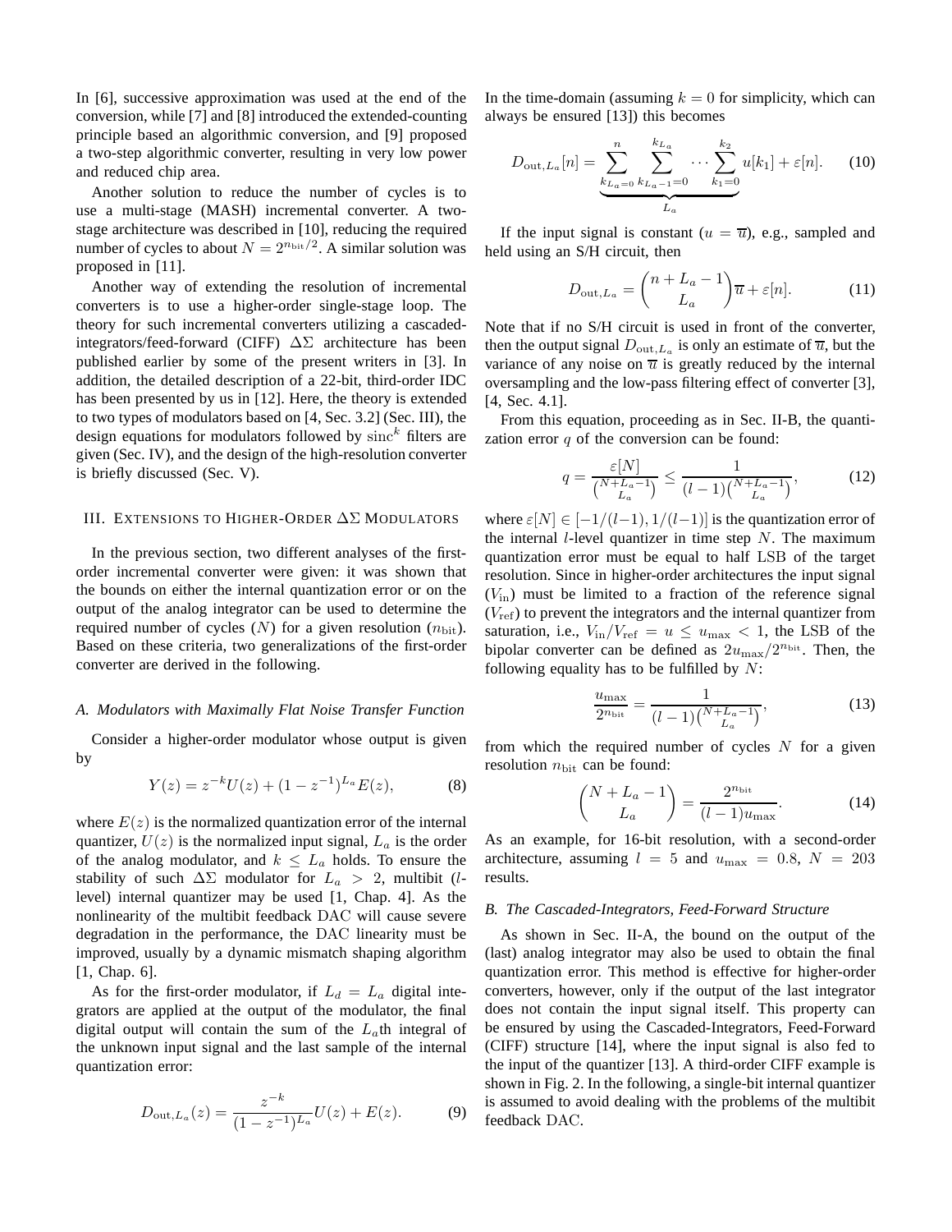In [6], successive approximation was used at the end of the conversion, while [7] and [8] introduced the extended-counting principle based an algorithmic conversion, and [9] proposed a two-step algorithmic converter, resulting in very low power and reduced chip area.

Another solution to reduce the number of cycles is to use a multi-stage (MASH) incremental converter. A two-stage architecture was described in [10], reducing the required number of cycles to about $N = 2^{n_{\rm bit}/2}$. A similar solution was proposed in [11].

Another way of extending the resolution of incremental converters is to use a higher-order single-stage loop. The theory for such incremental converters utilizing a cascaded-integrators/feed-forward (CIFF) $\Delta\Sigma$ architecture has been published earlier by some of the present writers in [3]. In addition, the detailed description of a 22-bit, third-order IDC has been presented by us in [12]. Here, the theory is extended to two types of modulators based on [4, Sec. 3.2] (Sec. III), the design equations for modulators followed by $\mathrm{sinc}^k$ filters are given (Sec. IV), and the design of the high-resolution converter is briefly discussed (Sec. V).

## III. Extensions to Higher-Order $\Delta\Sigma$ Modulators

In the previous section, two different analyses of the first-order incremental converter were given: it was shown that the bounds on either the internal quantization error or on the output of the analog integrator can be used to determine the required number of cycles ($N$) for a given resolution ($n_{\rm bit}$). Based on these criteria, two generalizations of the first-order converter are derived in the following.

### A. Modulators with Maximally Flat Noise Transfer Function

Consider a higher-order modulator whose output is given by

$$Y(z) = z^{-k}U(z) + (1 - z^{-1})^{L_a}E(z), \tag{8}$$

where $E(z)$ is the normalized quantization error of the internal quantizer, $U(z)$ is the normalized input signal, $L_a$ is the order of the analog modulator, and $k \le L_a$ holds. To ensure the stability of such $\Delta\Sigma$ modulator for $L_a > 2$, multibit ($l$-level) internal quantizer may be used [1, Chap. 4]. As the nonlinearity of the multibit feedback DAC will cause severe degradation in the performance, the DAC linearity must be improved, usually by a dynamic mismatch shaping algorithm [1, Chap. 6].

As for the first-order modulator, if $L_d = L_a$ digital integrators are applied at the output of the modulator, the final digital output will contain the sum of the $L_a$th integral of the unknown input signal and the last sample of the internal quantization error:

$$D_{{\rm out},L_a}(z) = \frac{z^{-k}}{(1-z^{-1})^{L_a}}U(z) + E(z). \tag{9}$$

In the time-domain (assuming $k = 0$ for simplicity, which can always be ensured [13]) this becomes

$$D_{{\rm out},L_a}[n] = \underbrace{\sum_{k_{L_a}=0}^{n} \sum_{k_{L_a-1}=0}^{k_{L_a}} \cdots \sum_{k_1=0}^{k_2}}_{L_a} u[k_1] + \varepsilon[n]. \tag{10}$$

If the input signal is constant ($u = \overline{u}$), e.g., sampled and held using an S/H circuit, then

$$D_{{\rm out},L_a} = \binom{n + L_a - 1}{L_a}\overline{u} + \varepsilon[n]. \tag{11}$$

Note that if no S/H circuit is used in front of the converter, then the output signal $D_{{\rm out},L_a}$ is only an estimate of $\overline{u}$, but the variance of any noise on $\overline{u}$ is greatly reduced by the internal oversampling and the low-pass filtering effect of converter [3], [4, Sec. 4.1].

From this equation, proceeding as in Sec. II-B, the quantization error $q$ of the conversion can be found:

$$q = \frac{\varepsilon[N]}{\binom{N+L_a-1}{L_a}} \le \frac{1}{(l-1)\binom{N+L_a-1}{L_a}}, \tag{12}$$

where $\varepsilon[N] \in [-1/(l-1), 1/(l-1)]$ is the quantization error of the internal $l$-level quantizer in time step $N$. The maximum quantization error must be equal to half LSB of the target resolution. Since in higher-order architectures the input signal ($V_{\rm in}$) must be limited to a fraction of the reference signal ($V_{\rm ref}$) to prevent the integrators and the internal quantizer from saturation, i.e., $V_{\rm in}/V_{\rm ref} = u \le u_{\max} < 1$, the LSB of the bipolar converter can be defined as $2u_{\max}/2^{n_{\rm bit}}$. Then, the following equality has to be fulfilled by $N$:

$$\frac{u_{\max}}{2^{n_{\rm bit}}} = \frac{1}{(l-1)\binom{N+L_a-1}{L_a}}, \tag{13}$$

from which the required number of cycles $N$ for a given resolution $n_{\rm bit}$ can be found:

$$\binom{N+L_a-1}{L_a} = \frac{2^{n_{\rm bit}}}{(l-1)u_{\max}}. \tag{14}$$

As an example, for 16-bit resolution, with a second-order architecture, assuming $l = 5$ and $u_{\max} = 0.8$, $N = 203$ results.

### B. The Cascaded-Integrators, Feed-Forward Structure

As shown in Sec. II-A, the bound on the output of the (last) analog integrator may also be used to obtain the final quantization error. This method is effective for higher-order converters, however, only if the output of the last integrator does not contain the input signal itself. This property can be ensured by using the Cascaded-Integrators, Feed-Forward (CIFF) structure [14], where the input signal is also fed to the input of the quantizer [13]. A third-order CIFF example is shown in Fig. 2. In the following, a single-bit internal quantizer is assumed to avoid dealing with the problems of the multibit feedback DAC.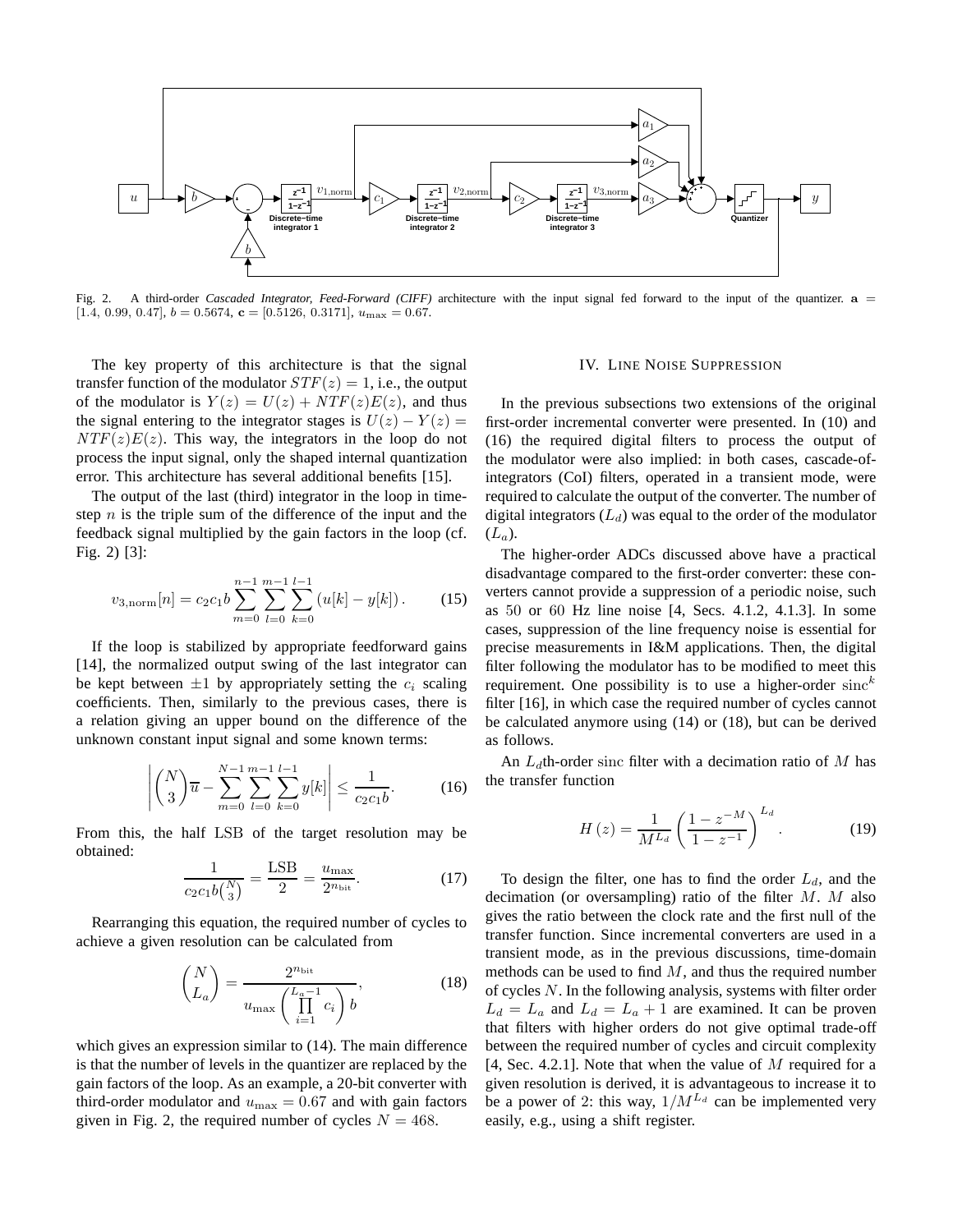Fig. 2. A third-order *Cascaded Integrator, Feed-Forward (CIFF)* architecture with the input signal fed forward to the input of the quantizer. $\mathbf{a} = [1.4,\ 0.99,\ 0.47]$, $b = 0.5674$, $\mathbf{c} = [0.5126,\ 0.3171]$, $u_{\max} = 0.67$.

The key property of this architecture is that the signal transfer function of the modulator $STF(z) = 1$, i.e., the output of the modulator is $Y(z) = U(z) + NTF(z)E(z)$, and thus the signal entering to the integrator stages is $U(z) - Y(z) = NTF(z)E(z)$. This way, the integrators in the loop do not process the input signal, only the shaped internal quantization error. This architecture has several additional benefits [15].

The output of the last (third) integrator in the loop in time-step $n$ is the triple sum of the difference of the input and the feedback signal multiplied by the gain factors in the loop (cf. Fig. 2) [3]:

$$v_{3,\mathrm{norm}}[n] = c_2 c_1 b \sum_{m=0}^{n-1} \sum_{l=0}^{m-1} \sum_{k=0}^{l-1} \left(u[k] - y[k]\right). \tag{15}$$

If the loop is stabilized by appropriate feedforward gains [14], the normalized output swing of the last integrator can be kept between $\pm 1$ by appropriately setting the $c_i$ scaling coefficients. Then, similarly to the previous cases, there is a relation giving an upper bound on the difference of the unknown constant input signal and some known terms:

$$\left| \binom{N}{3} \overline{u} - \sum_{m=0}^{N-1} \sum_{l=0}^{m-1} \sum_{k=0}^{l-1} y[k] \right| \leq \frac{1}{c_2 c_1 b}. \tag{16}$$

From this, the half LSB of the target resolution may be obtained:

$$\frac{1}{c_2 c_1 b \binom{N}{3}} = \frac{\mathrm{LSB}}{2} = \frac{u_{\max}}{2^{n_{\mathrm{bit}}}}. \tag{17}$$

Rearranging this equation, the required number of cycles to achieve a given resolution can be calculated from

$$\binom{N}{L_a} = \frac{2^{n_{\mathrm{bit}}}}{u_{\max} \left( \prod_{i=1}^{L_a - 1} c_i \right) b}, \tag{18}$$

which gives an expression similar to (14). The main difference is that the number of levels in the quantizer are replaced by the gain factors of the loop. As an example, a 20-bit converter with third-order modulator and $u_{\max} = 0.67$ and with gain factors given in Fig. 2, the required number of cycles $N = 468$.

## IV. Line Noise Suppression

In the previous subsections two extensions of the original first-order incremental converter were presented. In (10) and (16) the required digital filters to process the output of the modulator were also implied: in both cases, cascade-of-integrators (CoI) filters, operated in a transient mode, were required to calculate the output of the converter. The number of digital integrators ($L_d$) was equal to the order of the modulator ($L_a$).

The higher-order ADCs discussed above have a practical disadvantage compared to the first-order converter: these converters cannot provide a suppression of a periodic noise, such as 50 or 60 Hz line noise [4, Secs. 4.1.2, 4.1.3]. In some cases, suppression of the line frequency noise is essential for precise measurements in I&M applications. Then, the digital filter following the modulator has to be modified to meet this requirement. One possibility is to use a higher-order $\mathrm{sinc}^k$ filter [16], in which case the required number of cycles cannot be calculated anymore using (14) or (18), but can be derived as follows.

An $L_d$th-order sinc filter with a decimation ratio of $M$ has the transfer function

$$H(z) = \frac{1}{M^{L_d}} \left( \frac{1 - z^{-M}}{1 - z^{-1}} \right)^{L_d}. \tag{19}$$

To design the filter, one has to find the order $L_d$, and the decimation (or oversampling) ratio of the filter $M$. $M$ also gives the ratio between the clock rate and the first null of the transfer function. Since incremental converters are used in a transient mode, as in the previous discussions, time-domain methods can be used to find $M$, and thus the required number of cycles $N$. In the following analysis, systems with filter order $L_d = L_a$ and $L_d = L_a + 1$ are examined. It can be proven that filters with higher orders do not give optimal trade-off between the required number of cycles and circuit complexity [4, Sec. 4.2.1]. Note that when the value of $M$ required for a given resolution is derived, it is advantageous to increase it to be a power of 2: this way, $1/M^{L_d}$ can be implemented very easily, e.g., using a shift register.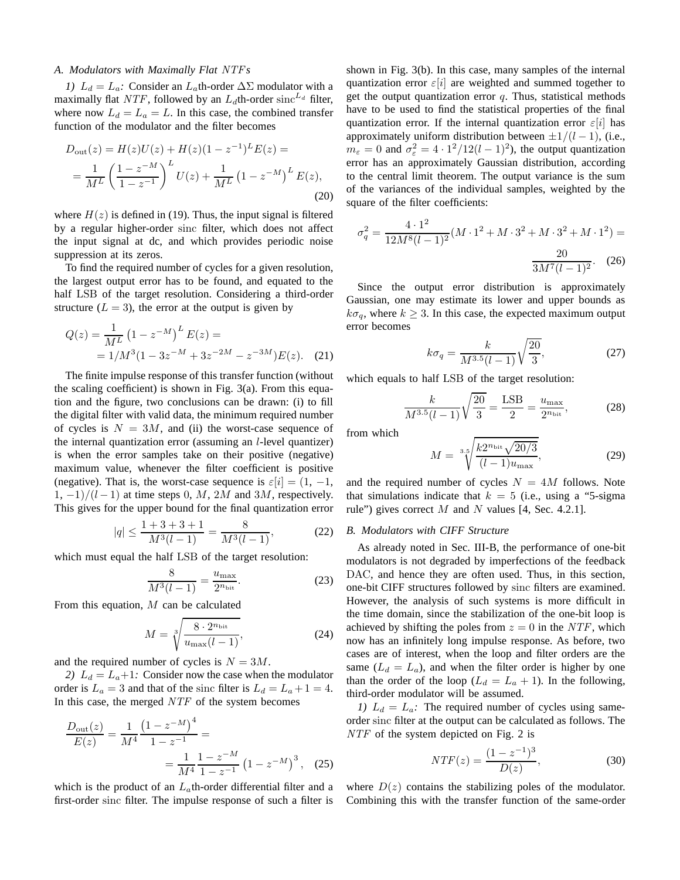### A. Modulators with Maximally Flat $NTF$s

*1) $L_d = L_a$:* Consider an $L_a$th-order $\Delta\Sigma$ modulator with a maximally flat $NTF$, followed by an $L_d$th-order $\text{sinc}^{L_d}$ filter, where now $L_d = L_a = L$. In this case, the combined transfer function of the modulator and the filter becomes

$$
\begin{aligned}
D_{\text{out}}(z) &= H(z)U(z) + H(z)(1-z^{-1})^L E(z) = \\
&= \frac{1}{M^L}\left(\frac{1-z^{-M}}{1-z^{-1}}\right)^L U(z) + \frac{1}{M^L}\left(1-z^{-M}\right)^L E(z),
\end{aligned}
\tag{20}
$$

where $H(z)$ is defined in (19). Thus, the input signal is filtered by a regular higher-order sinc filter, which does not affect the input signal at dc, and which provides periodic noise suppression at its zeros.

To find the required number of cycles for a given resolution, the largest output error has to be found, and equated to the half LSB of the target resolution. Considering a third-order structure ($L = 3$), the error at the output is given by

$$
\begin{aligned}
Q(z) &= \frac{1}{M^L}\left(1-z^{-M}\right)^L E(z) = \\
&= 1/M^3(1-3z^{-M}+3z^{-2M}-z^{-3M})E(z).
\end{aligned}
\tag{21}
$$

The finite impulse response of this transfer function (without the scaling coefficient) is shown in Fig. 3(a). From this equation and the figure, two conclusions can be drawn: (i) to fill the digital filter with valid data, the minimum required number of cycles is $N = 3M$, and (ii) the worst-case sequence of the internal quantization error (assuming an $l$-level quantizer) is when the error samples take on their positive (negative) maximum value, whenever the filter coefficient is positive (negative). That is, the worst-case sequence is $\varepsilon[i] = (1, -1, 1, -1)/(l-1)$ at time steps 0, $M$, $2M$ and $3M$, respectively. This gives for the upper bound for the final quantization error

$$
|q| \le \frac{1+3+3+1}{M^3(l-1)} = \frac{8}{M^3(l-1)},
\tag{22}
$$

which must equal the half LSB of the target resolution:

$$
\frac{8}{M^3(l-1)} = \frac{u_{\max}}{2^{n_{\text{bit}}}}.
\tag{23}
$$

From this equation, $M$ can be calculated

$$
M = \sqrt[3]{\frac{8\cdot 2^{n_{\text{bit}}}}{u_{\max}(l-1)}},
\tag{24}
$$

and the required number of cycles is $N = 3M$.

*2) $L_d = L_a+1$:* Consider now the case when the modulator order is $L_a = 3$ and that of the sinc filter is $L_d = L_a + 1 = 4$. In this case, the merged $NTF$ of the system becomes

$$
\begin{aligned}
\frac{D_{\text{out}}(z)}{E(z)} &= \frac{1}{M^4}\frac{\left(1-z^{-M}\right)^4}{1-z^{-1}} = \\
&= \frac{1}{M^4}\frac{1-z^{-M}}{1-z^{-1}}\left(1-z^{-M}\right)^3,
\end{aligned}
\tag{25}
$$

which is the product of an $L_a$th-order differential filter and a first-order sinc filter. The impulse response of such a filter is shown in Fig. 3(b). In this case, many samples of the internal quantization error $\varepsilon[i]$ are weighted and summed together to get the output quantization error $q$. Thus, statistical methods have to be used to find the statistical properties of the final quantization error. If the internal quantization error $\varepsilon[i]$ has approximately uniform distribution between $\pm 1/(l-1)$, (i.e., $m_\varepsilon = 0$ and $\sigma_\varepsilon^2 = 4\cdot 1^2/12(l-1)^2$), the output quantization error has an approximately Gaussian distribution, according to the central limit theorem. The output variance is the sum of the variances of the individual samples, weighted by the square of the filter coefficients:

$$
\sigma_q^2 = \frac{4\cdot 1^2}{12M^8(l-1)^2}(M\cdot 1^2 + M\cdot 3^2 + M\cdot 3^2 + M\cdot 1^2) = \frac{20}{3M^7(l-1)^2}.
\tag{26}
$$

Since the output error distribution is approximately Gaussian, one may estimate its lower and upper bounds as $k\sigma_q$, where $k \ge 3$. In this case, the expected maximum output error becomes

$$
k\sigma_q = \frac{k}{M^{3.5}(l-1)}\sqrt{\frac{20}{3}},
\tag{27}
$$

which equals to half LSB of the target resolution:

$$
\frac{k}{M^{3.5}(l-1)}\sqrt{\frac{20}{3}} = \frac{\text{LSB}}{2} = \frac{u_{\max}}{2^{n_{\text{bit}}}},
\tag{28}
$$

from which

$$
M = \sqrt[3.5]{\frac{k2^{n_{\text{bit}}}\sqrt{20/3}}{(l-1)u_{\max}}},
\tag{29}
$$

and the required number of cycles $N = 4M$ follows. Note that simulations indicate that $k = 5$ (i.e., using a "5-sigma rule") gives correct $M$ and $N$ values [4, Sec. 4.2.1].

### B. Modulators with CIFF Structure

As already noted in Sec. III-B, the performance of one-bit modulators is not degraded by imperfections of the feedback DAC, and hence they are often used. Thus, in this section, one-bit CIFF structures followed by sinc filters are examined. However, the analysis of such systems is more difficult in the time domain, since the stabilization of the one-bit loop is achieved by shifting the poles from $z = 0$ in the $NTF$, which now has an infinitely long impulse response. As before, two cases are of interest, when the loop and filter orders are the same ($L_d = L_a$), and when the filter order is higher by one than the order of the loop ($L_d = L_a + 1$). In the following, third-order modulator will be assumed.

*1) $L_d = L_a$:* The required number of cycles using same-order sinc filter at the output can be calculated as follows. The $NTF$ of the system depicted on Fig. 2 is

$$
NTF(z) = \frac{(1-z^{-1})^3}{D(z)},
\tag{30}
$$

where $D(z)$ contains the stabilizing poles of the modulator. Combining this with the transfer function of the same-order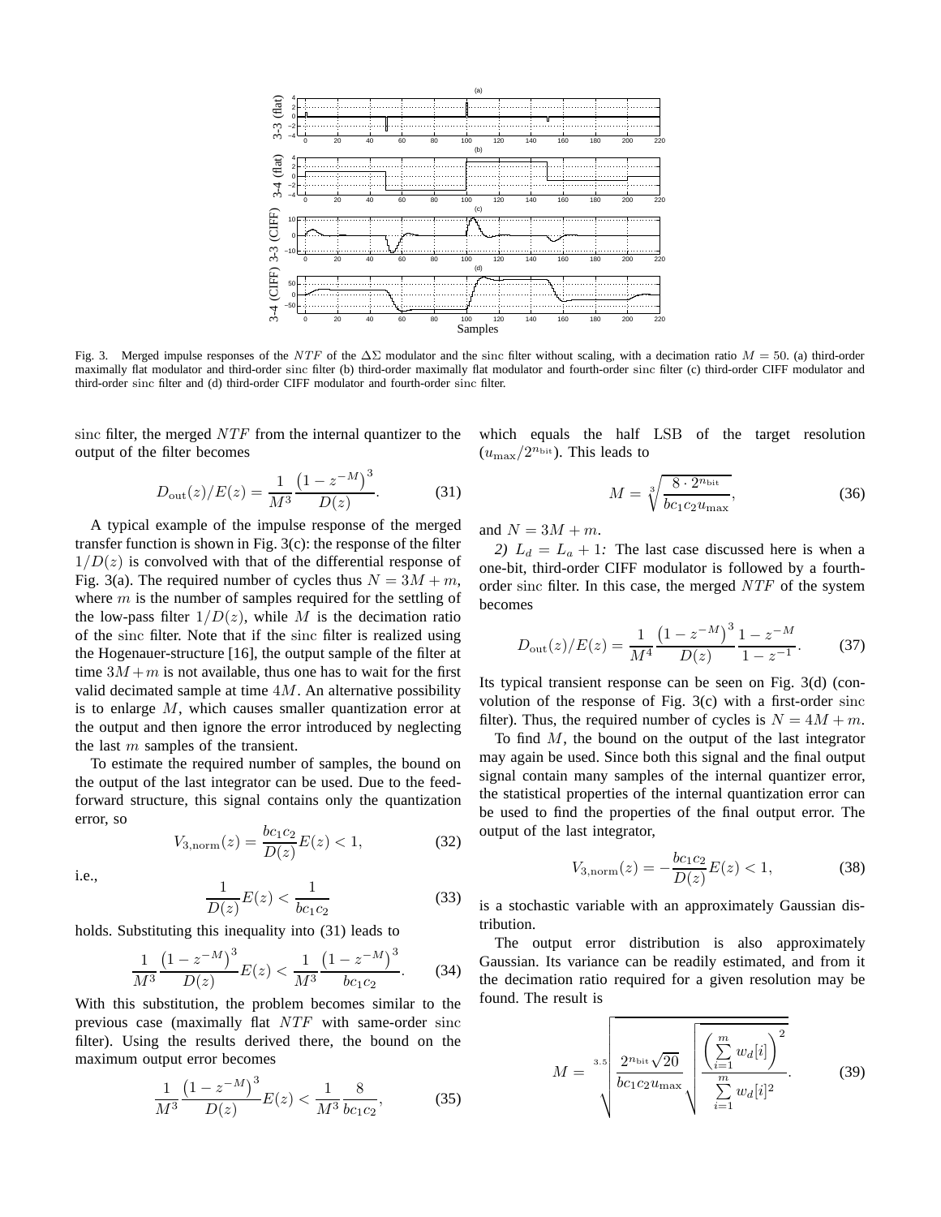Fig. 3. Merged impulse responses of the $NTF$ of the $\Delta\Sigma$ modulator and the $\text{sinc}$ filter without scaling, with a decimation ratio $M = 50$. (a) third-order maximally flat modulator and third-order $\text{sinc}$ filter (b) third-order maximally flat modulator and fourth-order $\text{sinc}$ filter (c) third-order CIFF modulator and third-order $\text{sinc}$ filter and (d) third-order CIFF modulator and fourth-order $\text{sinc}$ filter.

$\text{sinc}$ filter, the merged $NTF$ from the internal quantizer to the output of the filter becomes

$$D_{\text{out}}(z)/E(z) = \frac{1}{M^3}\frac{\left(1-z^{-M}\right)^3}{D(z)}. \tag{31}$$

A typical example of the impulse response of the merged transfer function is shown in Fig. 3(c): the response of the filter $1/D(z)$ is convolved with that of the differential response of Fig. 3(a). The required number of cycles thus $N = 3M + m$, where $m$ is the number of samples required for the settling of the low-pass filter $1/D(z)$, while $M$ is the decimation ratio of the $\text{sinc}$ filter. Note that if the $\text{sinc}$ filter is realized using the Hogenauer-structure [16], the output sample of the filter at time $3M+m$ is not available, thus one has to wait for the first valid decimated sample at time $4M$. An alternative possibility is to enlarge $M$, which causes smaller quantization error at the output and then ignore the error introduced by neglecting the last $m$ samples of the transient.

To estimate the required number of samples, the bound on the output of the last integrator can be used. Due to the feed-forward structure, this signal contains only the quantization error, so

$$V_{3,\text{norm}}(z) = \frac{bc_1c_2}{D(z)}E(z) < 1, \tag{32}$$

i.e.,

$$\frac{1}{D(z)}E(z) < \frac{1}{bc_1c_2} \tag{33}$$

holds. Substituting this inequality into (31) leads to

$$\frac{1}{M^3}\frac{\left(1-z^{-M}\right)^3}{D(z)}E(z) < \frac{1}{M^3}\frac{\left(1-z^{-M}\right)^3}{bc_1c_2}. \tag{34}$$

With this substitution, the problem becomes similar to the previous case (maximally flat $NTF$ with same-order $\text{sinc}$ filter). Using the results derived there, the bound on the maximum output error becomes

$$\frac{1}{M^3}\frac{\left(1-z^{-M}\right)^3}{D(z)}E(z) < \frac{1}{M^3}\frac{8}{bc_1c_2}, \tag{35}$$

which equals the half LSB of the target resolution ($u_{\max}/2^{n_{\text{bit}}}$). This leads to

$$M = \sqrt[3]{\frac{8\cdot 2^{n_{\text{bit}}}}{bc_1c_2u_{\max}}}, \tag{36}$$

and $N = 3M + m$.

*2) $L_d = L_a + 1$:* The last case discussed here is when a one-bit, third-order CIFF modulator is followed by a fourth-order $\text{sinc}$ filter. In this case, the merged $NTF$ of the system becomes

$$D_{\text{out}}(z)/E(z) = \frac{1}{M^4}\frac{\left(1-z^{-M}\right)^3}{D(z)}\frac{1-z^{-M}}{1-z^{-1}}. \tag{37}$$

Its typical transient response can be seen on Fig. 3(d) (convolution of the response of Fig. 3(c) with a first-order $\text{sinc}$ filter). Thus, the required number of cycles is $N = 4M + m$.

To find $M$, the bound on the output of the last integrator may again be used. Since both this signal and the final output signal contain many samples of the internal quantizer error, the statistical properties of the internal quantization error can be used to find the properties of the final output error. The output of the last integrator,

$$V_{3,\text{norm}}(z) = -\frac{bc_1c_2}{D(z)}E(z) < 1, \tag{38}$$

is a stochastic variable with an approximately Gaussian distribution.

The output error distribution is also approximately Gaussian. Its variance can be readily estimated, and from it the decimation ratio required for a given resolution may be found. The result is

$$M = \sqrt[3.5]{\frac{2^{n_{\text{bit}}}\sqrt{20}}{bc_1c_2u_{\max}}\sqrt{\frac{\left(\sum\limits_{i=1}^{m} w_d[i]\right)^2}{\sum\limits_{i=1}^{m} w_d[i]^2}}}. \tag{39}$$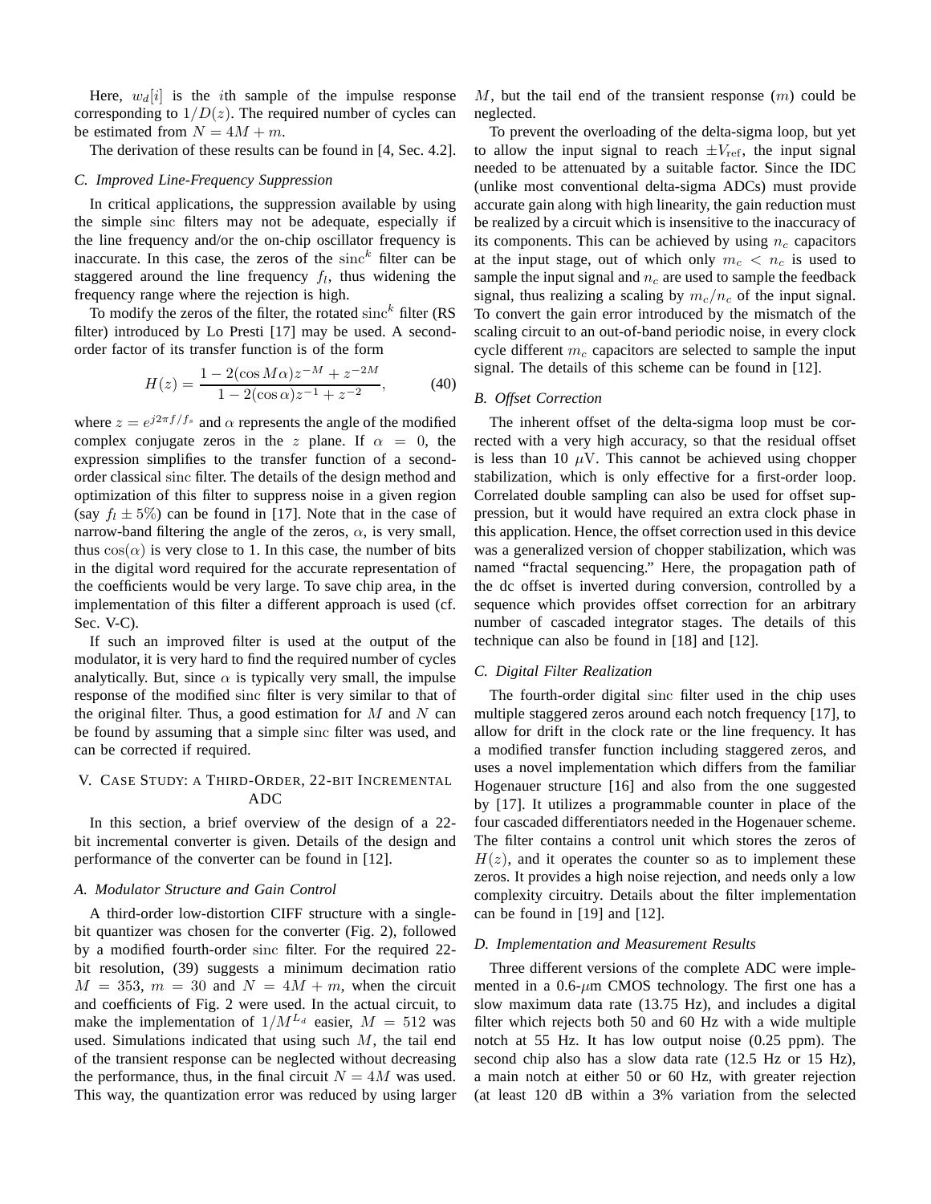Here, $w_d[i]$ is the $i$th sample of the impulse response corresponding to $1/D(z)$. The required number of cycles can be estimated from $N = 4M + m$.

The derivation of these results can be found in [4, Sec. 4.2].

### C. Improved Line-Frequency Suppression

In critical applications, the suppression available by using the simple sinc filters may not be adequate, especially if the line frequency and/or the on-chip oscillator frequency is inaccurate. In this case, the zeros of the $\text{sinc}^k$ filter can be staggered around the line frequency $f_l$, thus widening the frequency range where the rejection is high.

To modify the zeros of the filter, the rotated $\text{sinc}^k$ filter (RS filter) introduced by Lo Presti [17] may be used. A second-order factor of its transfer function is of the form

$$H(z) = \frac{1 - 2(\cos M\alpha)z^{-M} + z^{-2M}}{1 - 2(\cos\alpha)z^{-1} + z^{-2}}, \tag{40}$$

where $z = e^{j2\pi f/f_s}$ and $\alpha$ represents the angle of the modified complex conjugate zeros in the $z$ plane. If $\alpha = 0$, the expression simplifies to the transfer function of a second-order classical sinc filter. The details of the design method and optimization of this filter to suppress noise in a given region (say $f_l \pm 5\%$) can be found in [17]. Note that in the case of narrow-band filtering the angle of the zeros, $\alpha$, is very small, thus $\cos(\alpha)$ is very close to 1. In this case, the number of bits in the digital word required for the accurate representation of the coefficients would be very large. To save chip area, in the implementation of this filter a different approach is used (cf. Sec. V-C).

If such an improved filter is used at the output of the modulator, it is very hard to find the required number of cycles analytically. But, since $\alpha$ is typically very small, the impulse response of the modified sinc filter is very similar to that of the original filter. Thus, a good estimation for $M$ and $N$ can be found by assuming that a simple sinc filter was used, and can be corrected if required.

## V. Case Study: A Third-Order, 22-bit Incremental ADC

In this section, a brief overview of the design of a 22-bit incremental converter is given. Details of the design and performance of the converter can be found in [12].

### A. Modulator Structure and Gain Control

A third-order low-distortion CIFF structure with a single-bit quantizer was chosen for the converter (Fig. 2), followed by a modified fourth-order sinc filter. For the required 22-bit resolution, (39) suggests a minimum decimation ratio $M = 353$, $m = 30$ and $N = 4M + m$, when the circuit and coefficients of Fig. 2 were used. In the actual circuit, to make the implementation of $1/M^{L_d}$ easier, $M = 512$ was used. Simulations indicated that using such $M$, the tail end of the transient response can be neglected without decreasing the performance, thus, in the final circuit $N = 4M$ was used. This way, the quantization error was reduced by using larger $M$, but the tail end of the transient response ($m$) could be neglected.

To prevent the overloading of the delta-sigma loop, but yet to allow the input signal to reach $\pm V_{\text{ref}}$, the input signal needed to be attenuated by a suitable factor. Since the IDC (unlike most conventional delta-sigma ADCs) must provide accurate gain along with high linearity, the gain reduction must be realized by a circuit which is insensitive to the inaccuracy of its components. This can be achieved by using $n_c$ capacitors at the input stage, out of which only $m_c < n_c$ is used to sample the input signal and $n_c$ are used to sample the feedback signal, thus realizing a scaling by $m_c/n_c$ of the input signal. To convert the gain error introduced by the mismatch of the scaling circuit to an out-of-band periodic noise, in every clock cycle different $m_c$ capacitors are selected to sample the input signal. The details of this scheme can be found in [12].

### B. Offset Correction

The inherent offset of the delta-sigma loop must be corrected with a very high accuracy, so that the residual offset is less than 10 $\mu$V. This cannot be achieved using chopper stabilization, which is only effective for a first-order loop. Correlated double sampling can also be used for offset suppression, but it would have required an extra clock phase in this application. Hence, the offset correction used in this device was a generalized version of chopper stabilization, which was named "fractal sequencing." Here, the propagation path of the dc offset is inverted during conversion, controlled by a sequence which provides offset correction for an arbitrary number of cascaded integrator stages. The details of this technique can also be found in [18] and [12].

### C. Digital Filter Realization

The fourth-order digital sinc filter used in the chip uses multiple staggered zeros around each notch frequency [17], to allow for drift in the clock rate or the line frequency. It has a modified transfer function including staggered zeros, and uses a novel implementation which differs from the familiar Hogenauer structure [16] and also from the one suggested by [17]. It utilizes a programmable counter in place of the four cascaded differentiators needed in the Hogenauer scheme. The filter contains a control unit which stores the zeros of $H(z)$, and it operates the counter so as to implement these zeros. It provides a high noise rejection, and needs only a low complexity circuitry. Details about the filter implementation can be found in [19] and [12].

### D. Implementation and Measurement Results

Three different versions of the complete ADC were implemented in a 0.6-$\mu$m CMOS technology. The first one has a slow maximum data rate (13.75 Hz), and includes a digital filter which rejects both 50 and 60 Hz with a wide multiple notch at 55 Hz. It has low output noise (0.25 ppm). The second chip also has a slow data rate (12.5 Hz or 15 Hz), a main notch at either 50 or 60 Hz, with greater rejection (at least 120 dB within a 3% variation from the selected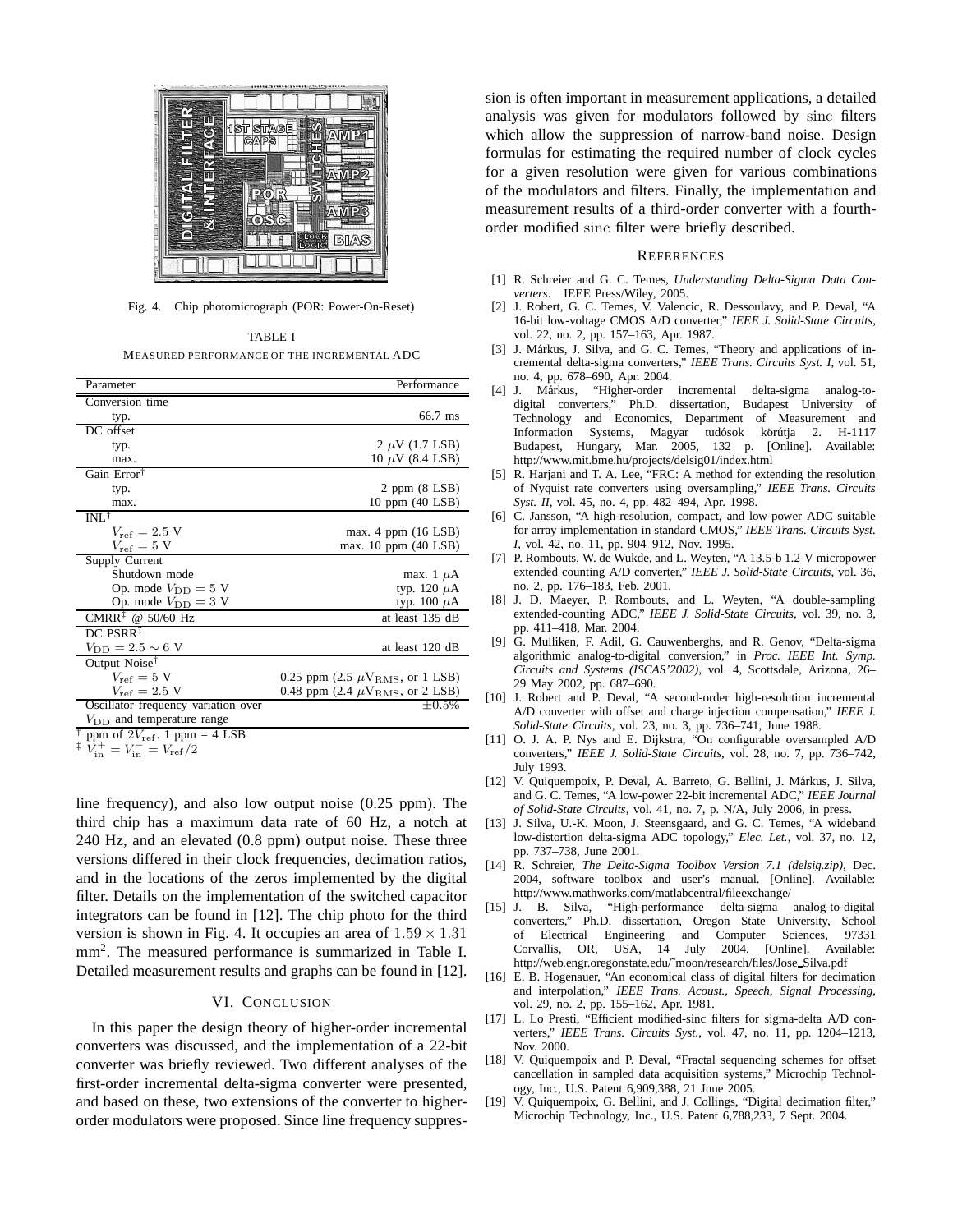Fig. 4. Chip photomicrograph (POR: Power-On-Reset)

TABLE I

MEASURED PERFORMANCE OF THE INCREMENTAL ADC

| Parameter | Performance |
|---|---|
| Conversion time | |
| typ. | 66.7 ms |
| DC offset | |
| typ. | 2 $\mu$V (1.7 LSB) |
| max. | 10 $\mu$V (8.4 LSB) |
| Gain Error[†] | |
| typ. | 2 ppm (8 LSB) |
| max. | 10 ppm (40 LSB) |
| INL[†] | |
| $V_{\mathrm{ref}} = 2.5$ V | max. 4 ppm (16 LSB) |
| $V_{\mathrm{ref}} = 5$ V | max. 10 ppm (40 LSB) |
| Supply Current | |
| Shutdown mode | max. 1 $\mu$A |
| Op. mode $V_{\mathrm{DD}} = 5$ V | typ. 120 $\mu$A |
| Op. mode $V_{\mathrm{DD}} = 3$ V | typ. 100 $\mu$A |
| CMRR[‡] @ 50/60 Hz | at least 135 dB |
| DC PSRR[‡] | |
| $V_{\mathrm{DD}} = 2.5 \sim 6$ V | at least 120 dB |
| Output Noise[†] | |
| $V_{\mathrm{ref}} = 5$ V | 0.25 ppm (2.5 $\mu\mathrm{V}_{\mathrm{RMS}}$, or 1 LSB) |
| $V_{\mathrm{ref}} = 2.5$ V | 0.48 ppm (2.4 $\mu\mathrm{V}_{\mathrm{RMS}}$, or 2 LSB) |
| Oscillator frequency variation over $V_{\mathrm{DD}}$ and temperature range | $\pm 0.5\%$ |

[†] ppm of $2V_{\mathrm{ref}}$. 1 ppm = 4 LSB
[‡] $V_{\mathrm{in}}^{+} = V_{\mathrm{in}}^{-} = V_{\mathrm{ref}}/2$

line frequency), and also low output noise (0.25 ppm). The third chip has a maximum data rate of 60 Hz, a notch at 240 Hz, and an elevated (0.8 ppm) output noise. These three versions differed in their clock frequencies, decimation ratios, and in the locations of the zeros implemented by the digital filter. Details on the implementation of the switched capacitor integrators can be found in [12]. The chip photo for the third version is shown in Fig. 4. It occupies an area of $1.59 \times 1.31$ mm$^2$. The measured performance is summarized in Table I. Detailed measurement results and graphs can be found in [12].

## VI. CONCLUSION

In this paper the design theory of higher-order incremental converters was discussed, and the implementation of a 22-bit converter was briefly reviewed. Two different analyses of the first-order incremental delta-sigma converter were presented, and based on these, two extensions of the converter to higher-order modulators were proposed. Since line frequency suppression is often important in measurement applications, a detailed analysis was given for modulators followed by sinc filters which allow the suppression of narrow-band noise. Design formulas for estimating the required number of clock cycles for a given resolution were given for various combinations of the modulators and filters. Finally, the implementation and measurement results of a third-order converter with a fourth-order modified sinc filter were briefly described.

## REFERENCES

[1] R. Schreier and G. C. Temes, *Understanding Delta-Sigma Data Converters*. IEEE Press/Wiley, 2005.

[2] J. Robert, G. C. Temes, V. Valencic, R. Dessoulavy, and P. Deval, "A 16-bit low-voltage CMOS A/D converter," *IEEE J. Solid-State Circuits*, vol. 22, no. 2, pp. 157–163, Apr. 1987.

[3] J. Márkus, J. Silva, and G. C. Temes, "Theory and applications of incremental delta-sigma converters," *IEEE Trans. Circuits Syst. I*, vol. 51, no. 4, pp. 678–690, Apr. 2004.

[4] J. Márkus, "Higher-order incremental delta-sigma analog-to-digital converters," Ph.D. dissertation, Budapest University of Technology and Economics, Department of Measurement and Information Systems, Magyar tudósok körútja 2. H-1117 Budapest, Hungary, Mar. 2005, 132 p. [Online]. Available: http://www.mit.bme.hu/projects/delsig01/index.html

[5] R. Harjani and T. A. Lee, "FRC: A method for extending the resolution of Nyquist rate converters using oversampling," *IEEE Trans. Circuits Syst. II*, vol. 45, no. 4, pp. 482–494, Apr. 1998.

[6] C. Jansson, "A high-resolution, compact, and low-power ADC suitable for array implementation in standard CMOS," *IEEE Trans. Circuits Syst. I*, vol. 42, no. 11, pp. 904–912, Nov. 1995.

[7] P. Rombouts, W. de Wukde, and L. Weyten, "A 13.5-b 1.2-V micropower extended counting A/D converter," *IEEE J. Solid-State Circuits*, vol. 36, no. 2, pp. 176–183, Feb. 2001.

[8] J. D. Maeyer, P. Rombouts, and L. Weyten, "A double-sampling extended-counting ADC," *IEEE J. Solid-State Circuits*, vol. 39, no. 3, pp. 411–418, Mar. 2004.

[9] G. Mulliken, F. Adil, G. Cauwenberghs, and R. Genov, "Delta-sigma algorithmic analog-to-digital conversion," in *Proc. IEEE Int. Symp. Circuits and Systems (ISCAS'2002)*, vol. 4, Scottsdale, Arizona, 26–29 May 2002, pp. 687–690.

[10] J. Robert and P. Deval, "A second-order high-resolution incremental A/D converter with offset and charge injection compensation," *IEEE J. Solid-State Circuits*, vol. 23, no. 3, pp. 736–741, June 1988.

[11] O. J. A. P. Nys and E. Dijkstra, "On configurable oversampled A/D converters," *IEEE J. Solid-State Circuits*, vol. 28, no. 7, pp. 736–742, July 1993.

[12] V. Quiquempoix, P. Deval, A. Barreto, G. Bellini, J. Márkus, J. Silva, and G. C. Temes, "A low-power 22-bit incremental ADC," *IEEE Journal of Solid-State Circuits*, vol. 41, no. 7, p. N/A, July 2006, in press.

[13] J. Silva, U.-K. Moon, J. Steensgaard, and G. C. Temes, "A wideband low-distortion delta-sigma ADC topology," *Elec. Let.*, vol. 37, no. 12, pp. 737–738, June 2001.

[14] R. Schreier, *The Delta-Sigma Toolbox Version 7.1 (delsig.zip)*, Dec. 2004, software toolbox and user's manual. [Online]. Available: http://www.mathworks.com/matlabcentral/fileexchange/

[15] J. B. Silva, "High-performance delta-sigma analog-to-digital converters," Ph.D. dissertation, Oregon State University, School of Electrical Engineering and Computer Sciences, 97331 Corvallis, OR, USA, 14 July 2004. [Online]. Available: http://web.engr.oregonstate.edu/~moon/research/files/Jose_Silva.pdf

[16] E. B. Hogenauer, "An economical class of digital filters for decimation and interpolation," *IEEE Trans. Acoust., Speech, Signal Processing*, vol. 29, no. 2, pp. 155–162, Apr. 1981.

[17] L. Lo Presti, "Efficient modified-sinc filters for sigma-delta A/D converters," *IEEE Trans. Circuits Syst.*, vol. 47, no. 11, pp. 1204–1213, Nov. 2000.

[18] V. Quiquempoix and P. Deval, "Fractal sequencing schemes for offset cancellation in sampled data acquisition systems," Microchip Technology, Inc., U.S. Patent 6,909,388, 21 June 2005.

[19] V. Quiquempoix, G. Bellini, and J. Collings, "Digital decimation filter," Microchip Technology, Inc., U.S. Patent 6,788,233, 7 Sept. 2004.